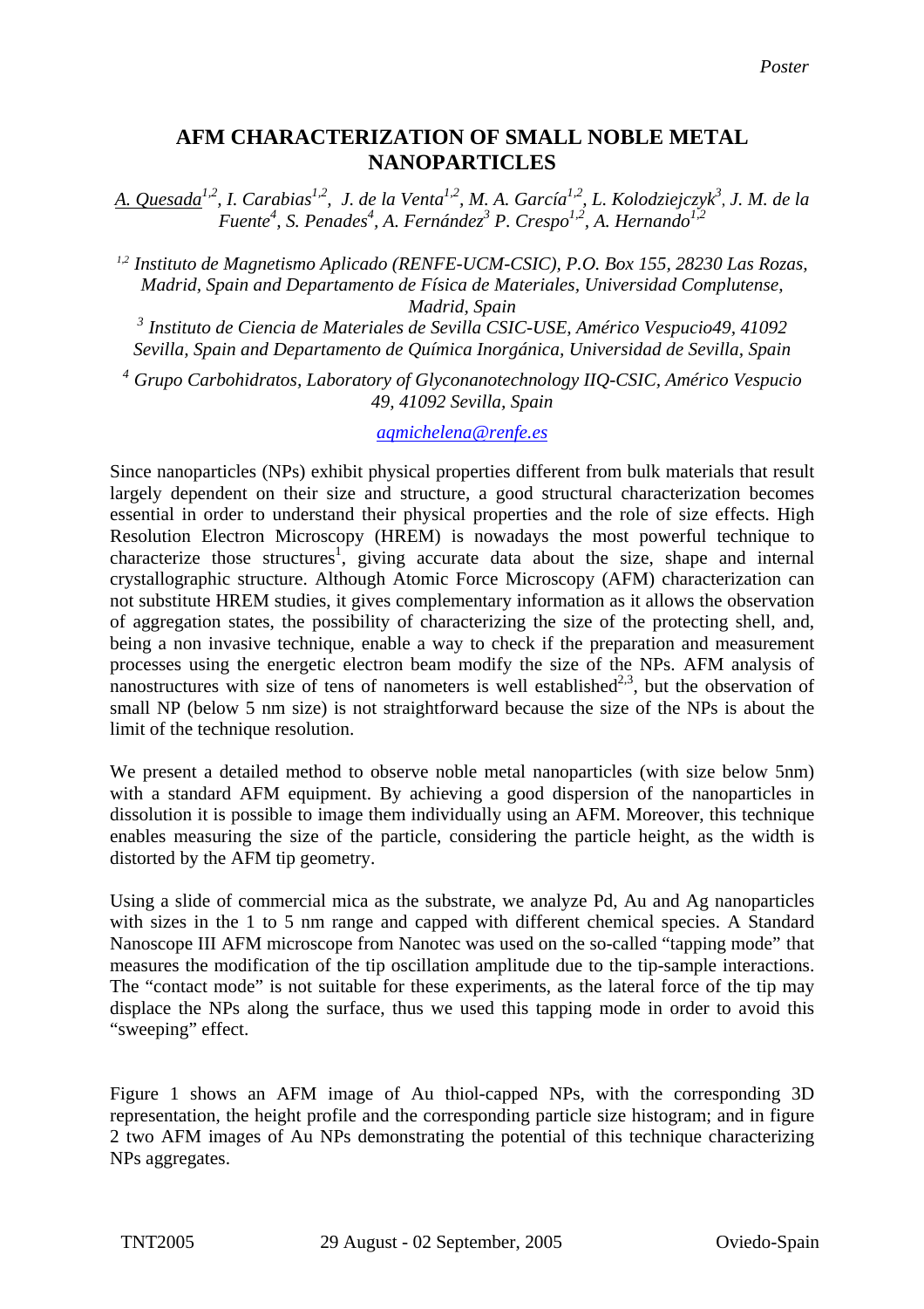*Poster*

# AFM CHARACTERIZATION OF SMALL NOBLE METAL NANOPARTICLES

*A. Quesada[1,2], I. Carabias[1,2], J. de la Venta[1,2], M. A. García[1,2], L. Kolodziejczyk[3], J. M. de la Fuente[4], S. Penades[4], A. Fernández[3] P. Crespo[1,2], A. Hernando[1,2]*

*[1,2] Instituto de Magnetismo Aplicado (RENFE-UCM-CSIC), P.O. Box 155, 28230 Las Rozas, Madrid, Spain and Departamento de Física de Materiales, Universidad Complutense, Madrid, Spain*

*[3] Instituto de Ciencia de Materiales de Sevilla CSIC-USE, Américo Vespucio49, 41092 Sevilla, Spain and Departamento de Química Inorgánica, Universidad de Sevilla, Spain*

*[4] Grupo Carbohidratos, Laboratory of Glyconanotechnology IIQ-CSIC, Américo Vespucio 49, 41092 Sevilla, Spain*

aqmichelena@renfe.es

Since nanoparticles (NPs) exhibit physical properties different from bulk materials that result largely dependent on their size and structure, a good structural characterization becomes essential in order to understand their physical properties and the role of size effects. High Resolution Electron Microscopy (HREM) is nowadays the most powerful technique to characterize those structures[1], giving accurate data about the size, shape and internal crystallographic structure. Although Atomic Force Microscopy (AFM) characterization can not substitute HREM studies, it gives complementary information as it allows the observation of aggregation states, the possibility of characterizing the size of the protecting shell, and, being a non invasive technique, enable a way to check if the preparation and measurement processes using the energetic electron beam modify the size of the NPs. AFM analysis of nanostructures with size of tens of nanometers is well established[2,3], but the observation of small NP (below 5 nm size) is not straightforward because the size of the NPs is about the limit of the technique resolution.

We present a detailed method to observe noble metal nanoparticles (with size below 5nm) with a standard AFM equipment. By achieving a good dispersion of the nanoparticles in dissolution it is possible to image them individually using an AFM. Moreover, this technique enables measuring the size of the particle, considering the particle height, as the width is distorted by the AFM tip geometry.

Using a slide of commercial mica as the substrate, we analyze Pd, Au and Ag nanoparticles with sizes in the 1 to 5 nm range and capped with different chemical species. A Standard Nanoscope III AFM microscope from Nanotec was used on the so-called "tapping mode" that measures the modification of the tip oscillation amplitude due to the tip-sample interactions. The "contact mode" is not suitable for these experiments, as the lateral force of the tip may displace the NPs along the surface, thus we used this tapping mode in order to avoid this "sweeping" effect.

Figure 1 shows an AFM image of Au thiol-capped NPs, with the corresponding 3D representation, the height profile and the corresponding particle size histogram; and in figure 2 two AFM images of Au NPs demonstrating the potential of this technique characterizing NPs aggregates.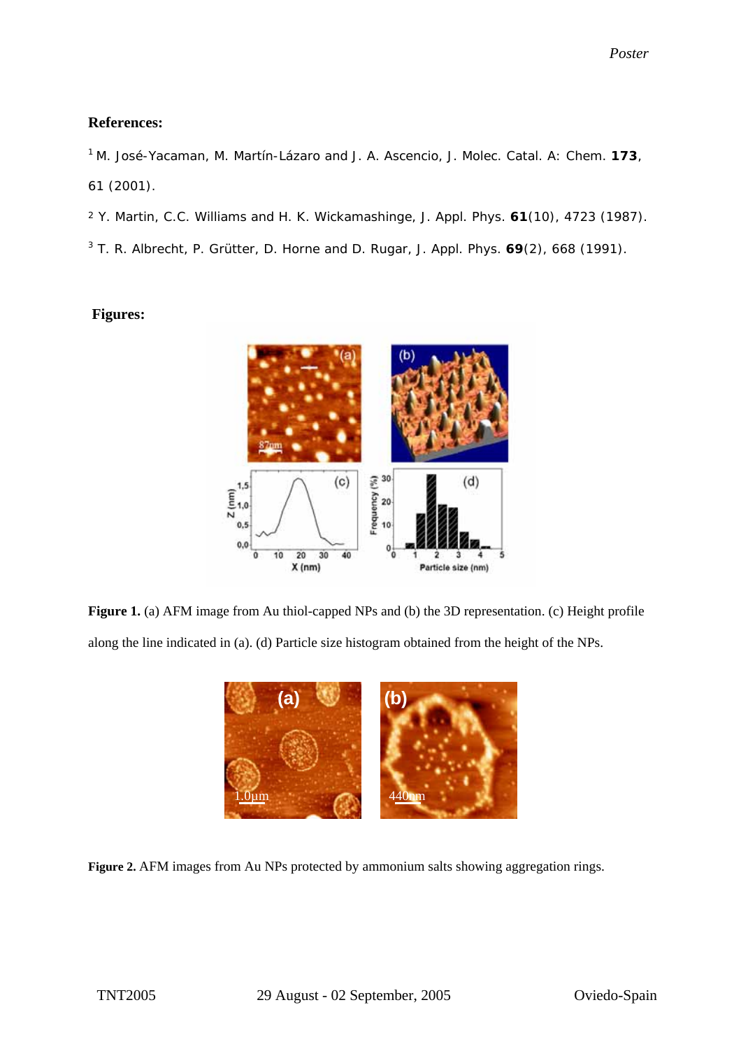### References:

[1] M. José-Yacaman, M. Martín-Lázaro and J. A. Ascencio, J. Molec. Catal. A: Chem. **173**, 61 (2001).

[2] Y. Martin, C.C. Williams and H. K. Wickamashinge, J. Appl. Phys. **61**(10), 4723 (1987).

[3] T. R. Albrecht, P. Grütter, D. Horne and D. Rugar, J. Appl. Phys. **69**(2), 668 (1991).

### Figures:

(a)
87nm
(b)
(c)
Z (nm)
1,5
1,0
0,5
0,0
0 10 20 30 40
X (nm)
(d)
Frequency (%)
30
20
10
0
0 1 2 3 4 5
Particle size (nm)

**Figure 1.** (a) AFM image from Au thiol-capped NPs and (b) the 3D representation. (c) Height profile along the line indicated in (a). (d) Particle size histogram obtained from the height of the NPs.

(a)
1.0µm
(b)
440nm

**Figure 2.** AFM images from Au NPs protected by ammonium salts showing aggregation rings.